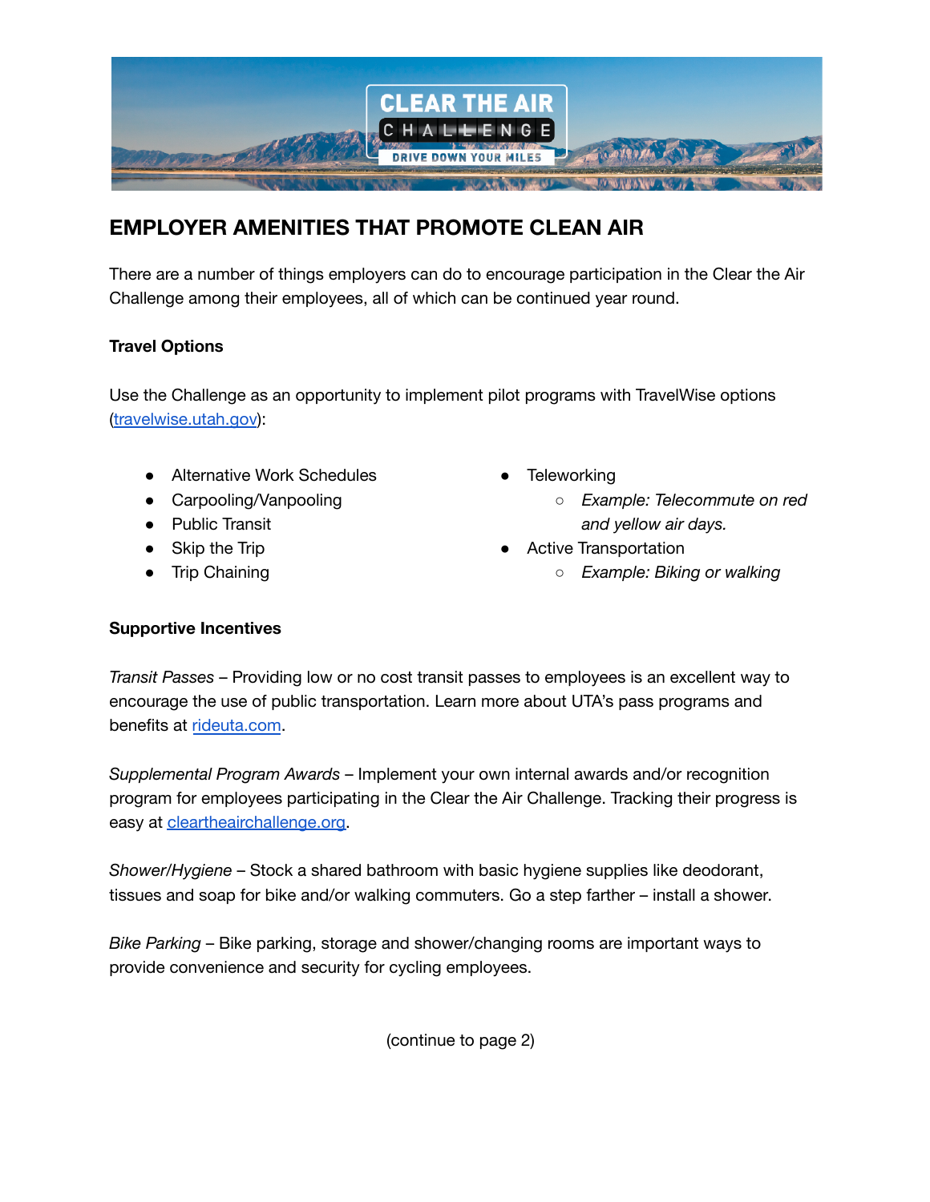# EMPLOYER AMENITIES THAT PROMOTE CLEAN AIR

There are a number of things employers can do to encourage participation in the Clear the Air Challenge among their employees, all of which can be continued year round.

**Travel Options**

Use the Challenge as an opportunity to implement pilot programs with TravelWise options ([travelwise.utah.gov](travelwise.utah.gov)):

- Alternative Work Schedules
- Carpooling/Vanpooling
- Public Transit
- Skip the Trip
- Trip Chaining
- Teleworking
  - *Example: Telecommute on red and yellow air days.*
- Active Transportation
  - *Example: Biking or walking*

**Supportive Incentives**

*Transit Passes* – Providing low or no cost transit passes to employees is an excellent way to encourage the use of public transportation. Learn more about UTA's pass programs and benefits at [rideuta.com](rideuta.com).

*Supplemental Program Awards* – Implement your own internal awards and/or recognition program for employees participating in the Clear the Air Challenge. Tracking their progress is easy at [cleartheairchallenge.org](cleartheairchallenge.org).

*Shower/Hygiene* – Stock a shared bathroom with basic hygiene supplies like deodorant, tissues and soap for bike and/or walking commuters. Go a step farther – install a shower.

*Bike Parking* – Bike parking, storage and shower/changing rooms are important ways to provide convenience and security for cycling employees.

(continue to page 2)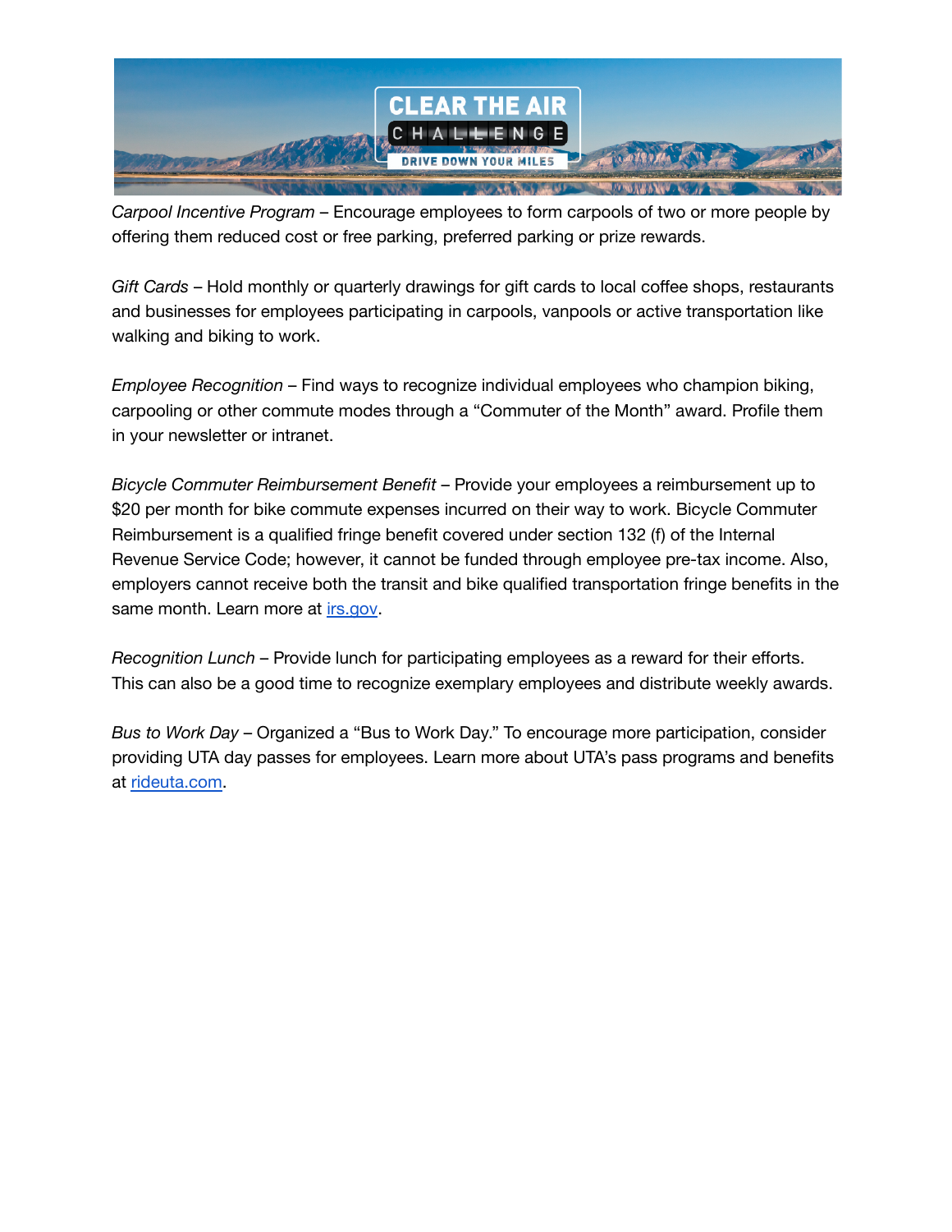*Carpool Incentive Program* – Encourage employees to form carpools of two or more people by offering them reduced cost or free parking, preferred parking or prize rewards.

*Gift Cards* – Hold monthly or quarterly drawings for gift cards to local coffee shops, restaurants and businesses for employees participating in carpools, vanpools or active transportation like walking and biking to work.

*Employee Recognition* – Find ways to recognize individual employees who champion biking, carpooling or other commute modes through a "Commuter of the Month" award. Profile them in your newsletter or intranet.

*Bicycle Commuter Reimbursement Benefit* – Provide your employees a reimbursement up to $20 per month for bike commute expenses incurred on their way to work. Bicycle Commuter Reimbursement is a qualified fringe benefit covered under section 132 (f) of the Internal Revenue Service Code; however, it cannot be funded through employee pre-tax income. Also, employers cannot receive both the transit and bike qualified transportation fringe benefits in the same month. Learn more at irs.gov.

*Recognition Lunch* – Provide lunch for participating employees as a reward for their efforts. This can also be a good time to recognize exemplary employees and distribute weekly awards.

*Bus to Work Day* – Organized a "Bus to Work Day." To encourage more participation, consider providing UTA day passes for employees. Learn more about UTA's pass programs and benefits at rideuta.com.